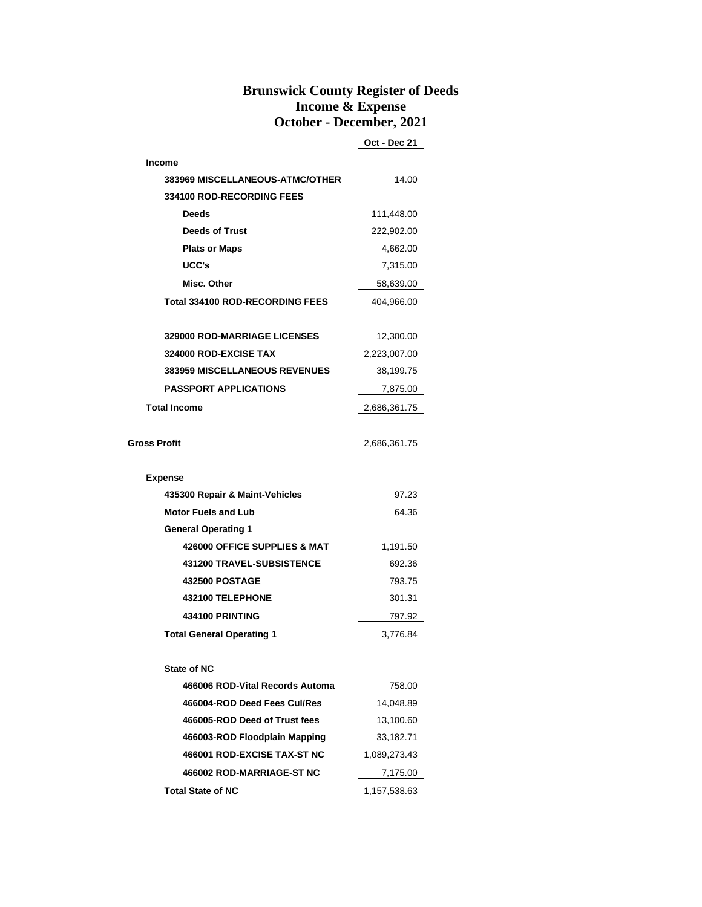# Brunswick County Register of Deeds
## Income & Expense
## October - December, 2021

| | Oct - Dec 21 |
|---|---|
| **Income** | |
| **383969 MISCELLANEOUS-ATMC/OTHER** | 14.00 |
| **334100 ROD-RECORDING FEES** | |
| **Deeds** | 111,448.00 |
| **Deeds of Trust** | 222,902.00 |
| **Plats or Maps** | 4,662.00 |
| **UCC's** | 7,315.00 |
| **Misc. Other** | 58,639.00 |
| **Total 334100 ROD-RECORDING FEES** | 404,966.00 |
| **329000 ROD-MARRIAGE LICENSES** | 12,300.00 |
| **324000 ROD-EXCISE TAX** | 2,223,007.00 |
| **383959 MISCELLANEOUS REVENUES** | 38,199.75 |
| **PASSPORT APPLICATIONS** | 7,875.00 |
| **Total Income** | 2,686,361.75 |
| **Gross Profit** | 2,686,361.75 |
| **Expense** | |
| **435300 Repair & Maint-Vehicles** | 97.23 |
| **Motor Fuels and Lub** | 64.36 |
| **General Operating 1** | |
| **426000 OFFICE SUPPLIES & MAT** | 1,191.50 |
| **431200 TRAVEL-SUBSISTENCE** | 692.36 |
| **432500 POSTAGE** | 793.75 |
| **432100 TELEPHONE** | 301.31 |
| **434100 PRINTING** | 797.92 |
| **Total General Operating 1** | 3,776.84 |
| **State of NC** | |
| **466006 ROD-Vital Records Automa** | 758.00 |
| **466004-ROD Deed Fees Cul/Res** | 14,048.89 |
| **466005-ROD Deed of Trust fees** | 13,100.60 |
| **466003-ROD Floodplain Mapping** | 33,182.71 |
| **466001 ROD-EXCISE TAX-ST NC** | 1,089,273.43 |
| **466002 ROD-MARRIAGE-ST NC** | 7,175.00 |
| **Total State of NC** | 1,157,538.63 |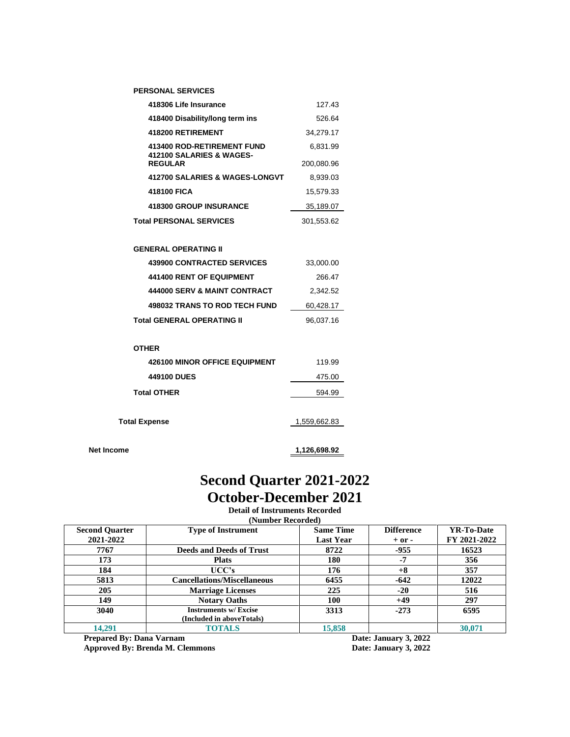**PERSONAL SERVICES**

| | |
|---|---|
| 418306 Life Insurance | 127.43 |
| 418400 Disability/long term ins | 526.64 |
| 418200 RETIREMENT | 34,279.17 |
| 413400 ROD-RETIREMENT FUND | 6,831.99 |
| 412100 SALARIES & WAGES-REGULAR | 200,080.96 |
| 412700 SALARIES & WAGES-LONGVT | 8,939.03 |
| 418100 FICA | 15,579.33 |
| 418300 GROUP INSURANCE | 35,189.07 |
| **Total PERSONAL SERVICES** | 301,553.62 |

**GENERAL OPERATING II**

| | |
|---|---|
| 439900 CONTRACTED SERVICES | 33,000.00 |
| 441400 RENT OF EQUIPMENT | 266.47 |
| 444000 SERV & MAINT CONTRACT | 2,342.52 |
| 498032 TRANS TO ROD TECH FUND | 60,428.17 |
| **Total GENERAL OPERATING II** | 96,037.16 |

**OTHER**

| | |
|---|---|
| 426100 MINOR OFFICE EQUIPMENT | 119.99 |
| 449100 DUES | 475.00 |
| **Total OTHER** | 594.99 |

**Total Expense** 1,559,662.83

**Net Income** **1,126,698.92**

# Second Quarter 2021-2022
# October-December 2021

**Detail of Instruments Recorded**
**(Number Recorded)**

| Second Quarter 2021-2022 | Type of Instrument | Same Time Last Year | Difference + or - | YR-To-Date FY 2021-2022 |
|---|---|---|---|---|
| 7767 | Deeds and Deeds of Trust | 8722 | -955 | 16523 |
| 173 | Plats | 180 | -7 | 356 |
| 184 | UCC's | 176 | +8 | 357 |
| 5813 | Cancellations/Miscellaneous | 6455 | -642 | 12022 |
| 205 | Marriage Licenses | 225 | -20 | 516 |
| 149 | Notary Oaths | 100 | +49 | 297 |
| 3040 | Instruments w/ Excise (Included in aboveTotals) | 3313 | -273 | 6595 |
| 14,291 | TOTALS | 15,858 | | 30,071 |

**Prepared By: Dana Varnam** **Date: January 3, 2022**
**Approved By: Brenda M. Clemmons** **Date: January 3, 2022**